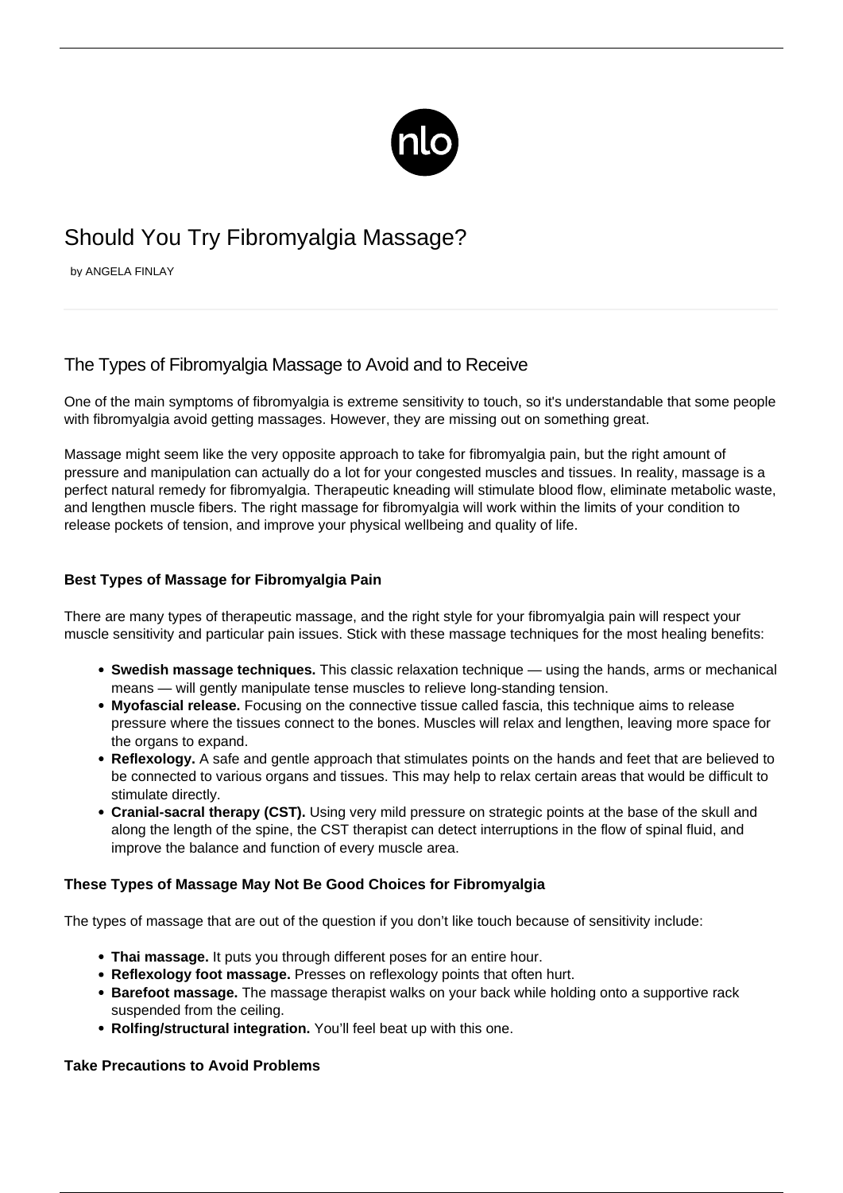# Should You Try Fibromyalgia Massage?

by ANGELA FINLAY

## The Types of Fibromyalgia Massage to Avoid and to Receive

One of the main symptoms of fibromyalgia is extreme sensitivity to touch, so it's understandable that some people with fibromyalgia avoid getting massages. However, they are missing out on something great.

Massage might seem like the very opposite approach to take for fibromyalgia pain, but the right amount of pressure and manipulation can actually do a lot for your congested muscles and tissues. In reality, massage is a perfect natural remedy for fibromyalgia. Therapeutic kneading will stimulate blood flow, eliminate metabolic waste, and lengthen muscle fibers. The right massage for fibromyalgia will work within the limits of your condition to release pockets of tension, and improve your physical wellbeing and quality of life.

### Best Types of Massage for Fibromyalgia Pain

There are many types of therapeutic massage, and the right style for your fibromyalgia pain will respect your muscle sensitivity and particular pain issues. Stick with these massage techniques for the most healing benefits:

- **Swedish massage techniques.** This classic relaxation technique — using the hands, arms or mechanical means — will gently manipulate tense muscles to relieve long-standing tension.
- **Myofascial release.** Focusing on the connective tissue called fascia, this technique aims to release pressure where the tissues connect to the bones. Muscles will relax and lengthen, leaving more space for the organs to expand.
- **Reflexology.** A safe and gentle approach that stimulates points on the hands and feet that are believed to be connected to various organs and tissues. This may help to relax certain areas that would be difficult to stimulate directly.
- **Cranial-sacral therapy (CST).** Using very mild pressure on strategic points at the base of the skull and along the length of the spine, the CST therapist can detect interruptions in the flow of spinal fluid, and improve the balance and function of every muscle area.

### These Types of Massage May Not Be Good Choices for Fibromyalgia

The types of massage that are out of the question if you don't like touch because of sensitivity include:

- **Thai massage.** It puts you through different poses for an entire hour.
- **Reflexology foot massage.** Presses on reflexology points that often hurt.
- **Barefoot massage.** The massage therapist walks on your back while holding onto a supportive rack suspended from the ceiling.
- **Rolfing/structural integration.** You'll feel beat up with this one.

### Take Precautions to Avoid Problems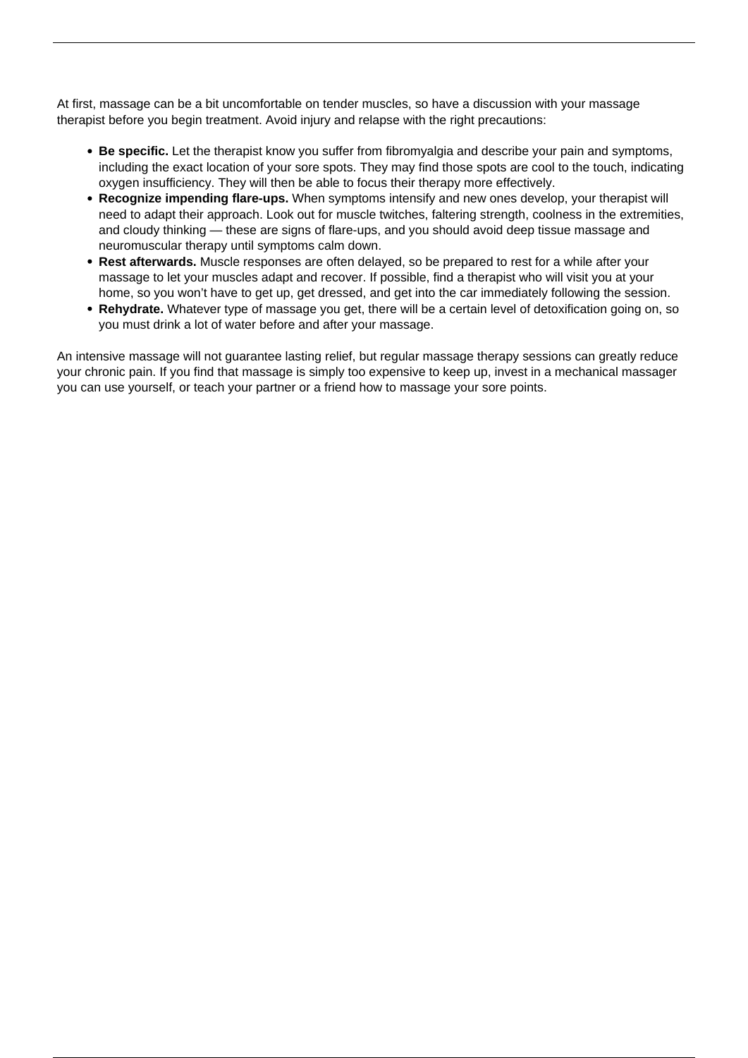At first, massage can be a bit uncomfortable on tender muscles, so have a discussion with your massage therapist before you begin treatment. Avoid injury and relapse with the right precautions:

- **Be specific.** Let the therapist know you suffer from fibromyalgia and describe your pain and symptoms, including the exact location of your sore spots. They may find those spots are cool to the touch, indicating oxygen insufficiency. They will then be able to focus their therapy more effectively.
- **Recognize impending flare-ups.** When symptoms intensify and new ones develop, your therapist will need to adapt their approach. Look out for muscle twitches, faltering strength, coolness in the extremities, and cloudy thinking — these are signs of flare-ups, and you should avoid deep tissue massage and neuromuscular therapy until symptoms calm down.
- **Rest afterwards.** Muscle responses are often delayed, so be prepared to rest for a while after your massage to let your muscles adapt and recover. If possible, find a therapist who will visit you at your home, so you won't have to get up, get dressed, and get into the car immediately following the session.
- **Rehydrate.** Whatever type of massage you get, there will be a certain level of detoxification going on, so you must drink a lot of water before and after your massage.

An intensive massage will not guarantee lasting relief, but regular massage therapy sessions can greatly reduce your chronic pain. If you find that massage is simply too expensive to keep up, invest in a mechanical massager you can use yourself, or teach your partner or a friend how to massage your sore points.